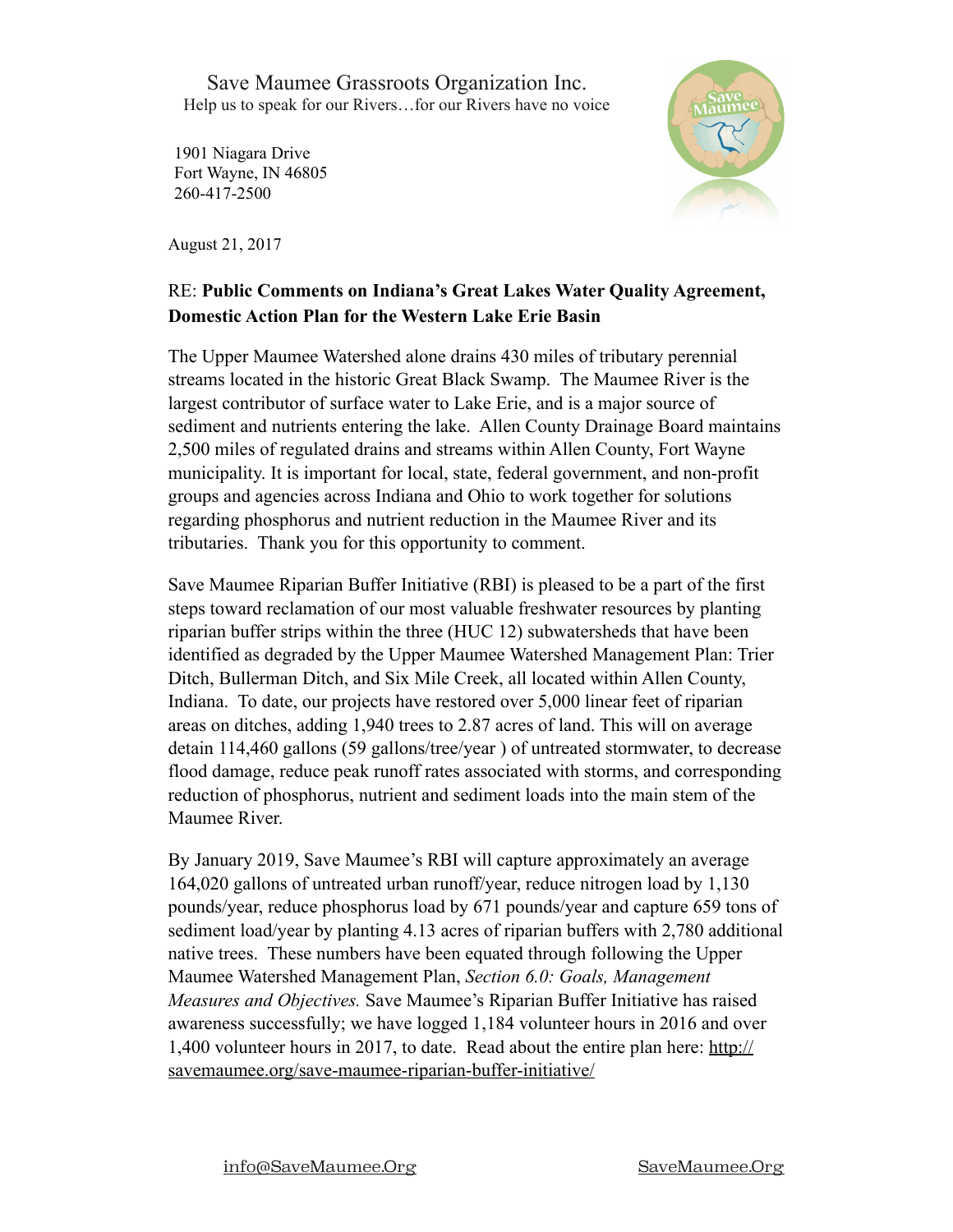Save Maumee Grassroots Organization Inc.
Help us to speak for our Rivers…for our Rivers have no voice

1901 Niagara Drive
Fort Wayne, IN 46805
260-417-2500

August 21, 2017

RE: **Public Comments on Indiana's Great Lakes Water Quality Agreement, Domestic Action Plan for the Western Lake Erie Basin**

The Upper Maumee Watershed alone drains 430 miles of tributary perennial streams located in the historic Great Black Swamp. The Maumee River is the largest contributor of surface water to Lake Erie, and is a major source of sediment and nutrients entering the lake. Allen County Drainage Board maintains 2,500 miles of regulated drains and streams within Allen County, Fort Wayne municipality. It is important for local, state, federal government, and non-profit groups and agencies across Indiana and Ohio to work together for solutions regarding phosphorus and nutrient reduction in the Maumee River and its tributaries. Thank you for this opportunity to comment.

Save Maumee Riparian Buffer Initiative (RBI) is pleased to be a part of the first steps toward reclamation of our most valuable freshwater resources by planting riparian buffer strips within the three (HUC 12) subwatersheds that have been identified as degraded by the Upper Maumee Watershed Management Plan: Trier Ditch, Bullerman Ditch, and Six Mile Creek, all located within Allen County, Indiana. To date, our projects have restored over 5,000 linear feet of riparian areas on ditches, adding 1,940 trees to 2.87 acres of land. This will on average detain 114,460 gallons (59 gallons/tree/year ) of untreated stormwater, to decrease flood damage, reduce peak runoff rates associated with storms, and corresponding reduction of phosphorus, nutrient and sediment loads into the main stem of the Maumee River.

By January 2019, Save Maumee's RBI will capture approximately an average 164,020 gallons of untreated urban runoff/year, reduce nitrogen load by 1,130 pounds/year, reduce phosphorus load by 671 pounds/year and capture 659 tons of sediment load/year by planting 4.13 acres of riparian buffers with 2,780 additional native trees. These numbers have been equated through following the Upper Maumee Watershed Management Plan, *Section 6.0: Goals, Management Measures and Objectives.* Save Maumee's Riparian Buffer Initiative has raised awareness successfully; we have logged 1,184 volunteer hours in 2016 and over 1,400 volunteer hours in 2017, to date. Read about the entire plan here: http://savemaumee.org/save-maumee-riparian-buffer-initiative/

info@SaveMaumee.Org SaveMaumee.Org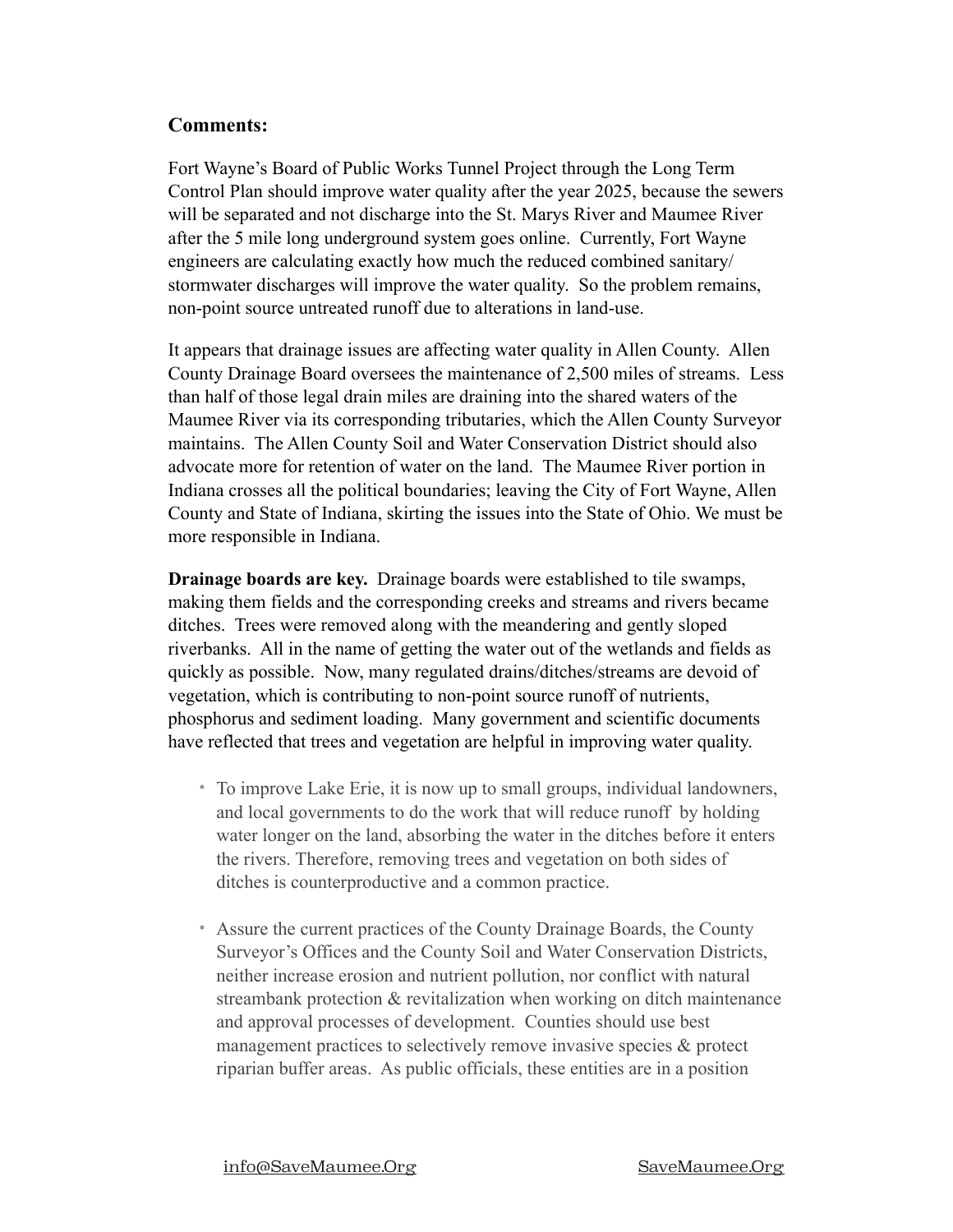**Comments:**

Fort Wayne's Board of Public Works Tunnel Project through the Long Term Control Plan should improve water quality after the year 2025, because the sewers will be separated and not discharge into the St. Marys River and Maumee River after the 5 mile long underground system goes online. Currently, Fort Wayne engineers are calculating exactly how much the reduced combined sanitary/ stormwater discharges will improve the water quality. So the problem remains, non-point source untreated runoff due to alterations in land-use.

It appears that drainage issues are affecting water quality in Allen County. Allen County Drainage Board oversees the maintenance of 2,500 miles of streams. Less than half of those legal drain miles are draining into the shared waters of the Maumee River via its corresponding tributaries, which the Allen County Surveyor maintains. The Allen County Soil and Water Conservation District should also advocate more for retention of water on the land. The Maumee River portion in Indiana crosses all the political boundaries; leaving the City of Fort Wayne, Allen County and State of Indiana, skirting the issues into the State of Ohio. We must be more responsible in Indiana.

**Drainage boards are key.** Drainage boards were established to tile swamps, making them fields and the corresponding creeks and streams and rivers became ditches. Trees were removed along with the meandering and gently sloped riverbanks. All in the name of getting the water out of the wetlands and fields as quickly as possible. Now, many regulated drains/ditches/streams are devoid of vegetation, which is contributing to non-point source runoff of nutrients, phosphorus and sediment loading. Many government and scientific documents have reflected that trees and vegetation are helpful in improving water quality.

- To improve Lake Erie, it is now up to small groups, individual landowners, and local governments to do the work that will reduce runoff by holding water longer on the land, absorbing the water in the ditches before it enters the rivers. Therefore, removing trees and vegetation on both sides of ditches is counterproductive and a common practice.
- Assure the current practices of the County Drainage Boards, the County Surveyor's Offices and the County Soil and Water Conservation Districts, neither increase erosion and nutrient pollution, nor conflict with natural streambank protection & revitalization when working on ditch maintenance and approval processes of development. Counties should use best management practices to selectively remove invasive species & protect riparian buffer areas. As public officials, these entities are in a position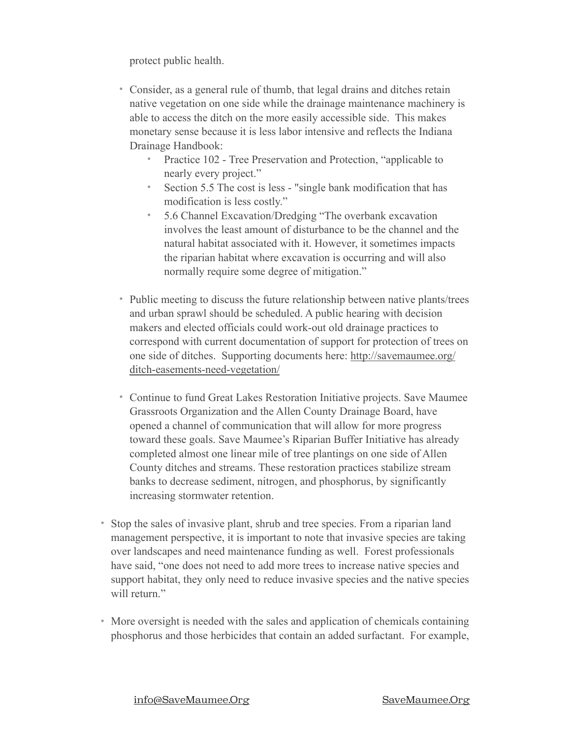protect public health.

  - Consider, as a general rule of thumb, that legal drains and ditches retain native vegetation on one side while the drainage maintenance machinery is able to access the ditch on the more easily accessible side. This makes monetary sense because it is less labor intensive and reflects the Indiana Drainage Handbook:
    - Practice 102 - Tree Preservation and Protection, "applicable to nearly every project."
    - Section 5.5 The cost is less - "single bank modification that has modification is less costly."
    - 5.6 Channel Excavation/Dredging "The overbank excavation involves the least amount of disturbance to be the channel and the natural habitat associated with it. However, it sometimes impacts the riparian habitat where excavation is occurring and will also normally require some degree of mitigation."

  - Public meeting to discuss the future relationship between native plants/trees and urban sprawl should be scheduled. A public hearing with decision makers and elected officials could work-out old drainage practices to correspond with current documentation of support for protection of trees on one side of ditches. Supporting documents here: [http://savemaumee.org/ditch-easements-need-vegetation/](http://savemaumee.org/ditch-easements-need-vegetation/)

  - Continue to fund Great Lakes Restoration Initiative projects. Save Maumee Grassroots Organization and the Allen County Drainage Board, have opened a channel of communication that will allow for more progress toward these goals. Save Maumee's Riparian Buffer Initiative has already completed almost one linear mile of tree plantings on one side of Allen County ditches and streams. These restoration practices stabilize stream banks to decrease sediment, nitrogen, and phosphorus, by significantly increasing stormwater retention.

- Stop the sales of invasive plant, shrub and tree species. From a riparian land management perspective, it is important to note that invasive species are taking over landscapes and need maintenance funding as well. Forest professionals have said, "one does not need to add more trees to increase native species and support habitat, they only need to reduce invasive species and the native species will return."

- More oversight is needed with the sales and application of chemicals containing phosphorus and those herbicides that contain an added surfactant. For example,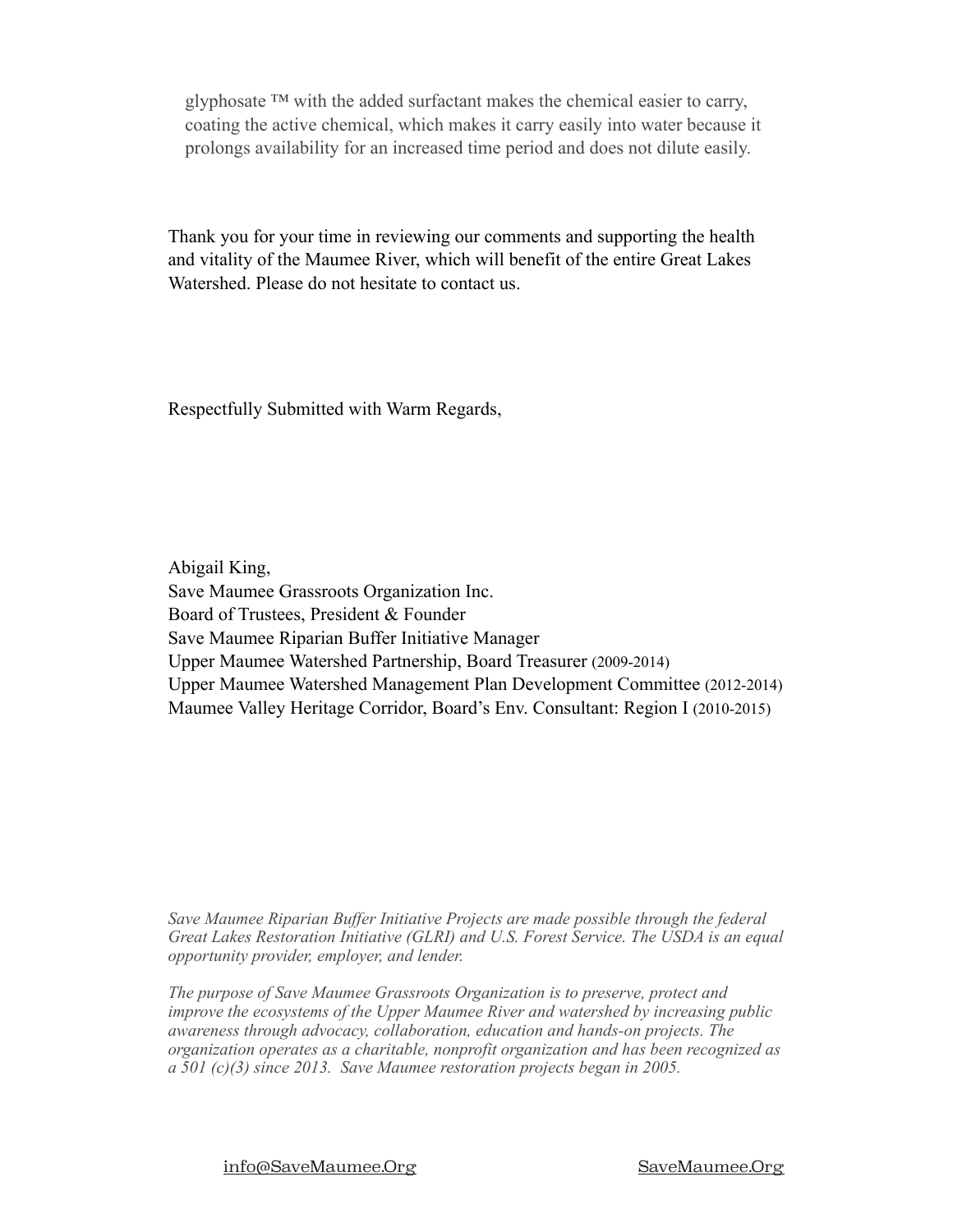glyphosate ™ with the added surfactant makes the chemical easier to carry, coating the active chemical, which makes it carry easily into water because it prolongs availability for an increased time period and does not dilute easily.

Thank you for your time in reviewing our comments and supporting the health and vitality of the Maumee River, which will benefit of the entire Great Lakes Watershed. Please do not hesitate to contact us.

Respectfully Submitted with Warm Regards,

Abigail King,  
Save Maumee Grassroots Organization Inc.  
Board of Trustees, President & Founder  
Save Maumee Riparian Buffer Initiative Manager  
Upper Maumee Watershed Partnership, Board Treasurer (2009-2014)  
Upper Maumee Watershed Management Plan Development Committee (2012-2014)  
Maumee Valley Heritage Corridor, Board's Env. Consultant: Region I (2010-2015)

*Save Maumee Riparian Buffer Initiative Projects are made possible through the federal Great Lakes Restoration Initiative (GLRI) and U.S. Forest Service. The USDA is an equal opportunity provider, employer, and lender.*

*The purpose of Save Maumee Grassroots Organization is to preserve, protect and improve the ecosystems of the Upper Maumee River and watershed by increasing public awareness through advocacy, collaboration, education and hands-on projects. The organization operates as a charitable, nonprofit organization and has been recognized as a 501 (c)(3) since 2013. Save Maumee restoration projects began in 2005.*

info@SaveMaumee.Org SaveMaumee.Org